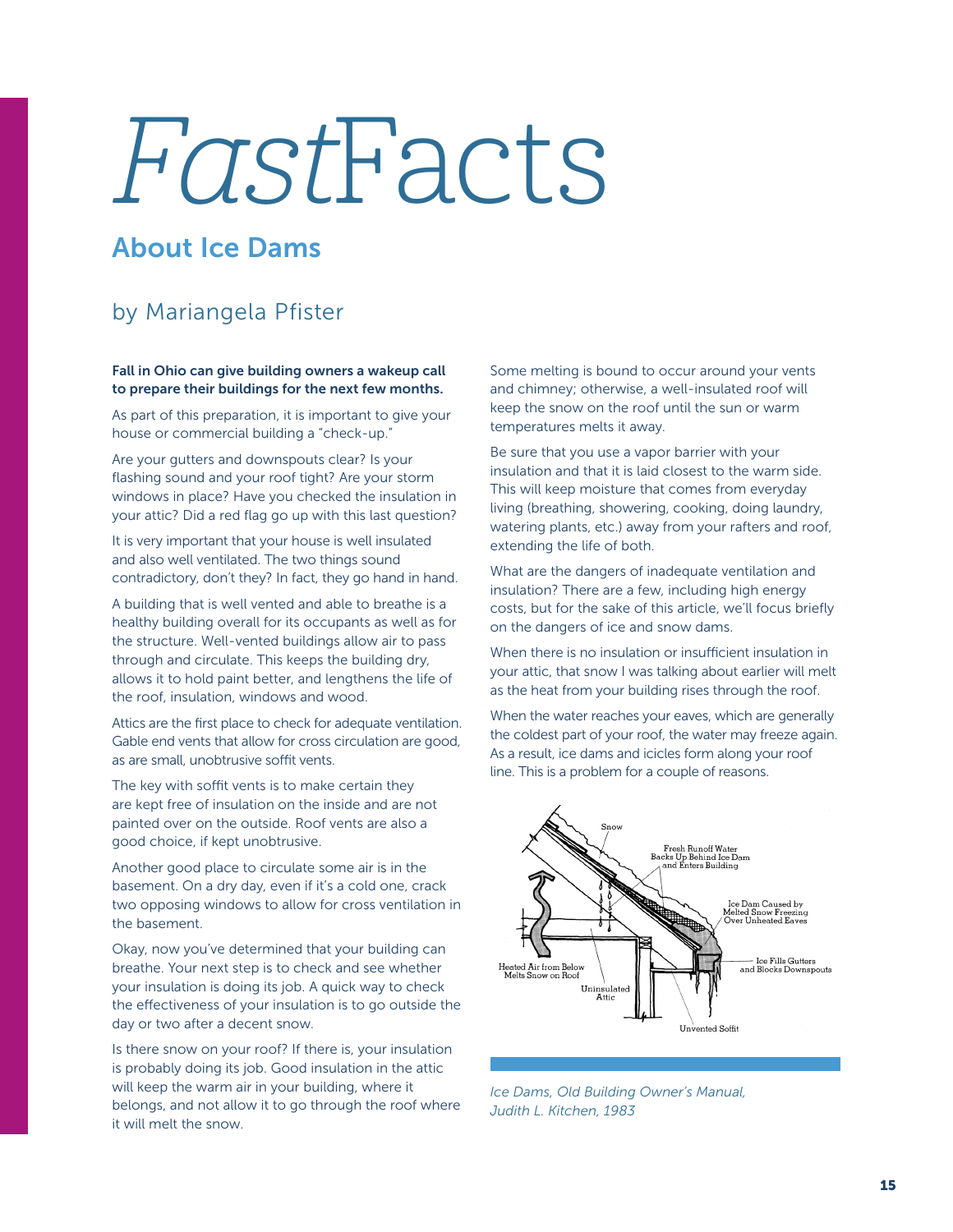# *Fast*Facts

## About Ice Dams

### by Mariangela Pfister

**Fall in Ohio can give building owners a wakeup call to prepare their buildings for the next few months.**

As part of this preparation, it is important to give your house or commercial building a "check-up."

Are your gutters and downspouts clear? Is your flashing sound and your roof tight? Are your storm windows in place? Have you checked the insulation in your attic? Did a red flag go up with this last question?

It is very important that your house is well insulated and also well ventilated. The two things sound contradictory, don't they? In fact, they go hand in hand.

A building that is well vented and able to breathe is a healthy building overall for its occupants as well as for the structure. Well-vented buildings allow air to pass through and circulate. This keeps the building dry, allows it to hold paint better, and lengthens the life of the roof, insulation, windows and wood.

Attics are the first place to check for adequate ventilation. Gable end vents that allow for cross circulation are good, as are small, unobtrusive soffit vents.

The key with soffit vents is to make certain they are kept free of insulation on the inside and are not painted over on the outside. Roof vents are also a good choice, if kept unobtrusive.

Another good place to circulate some air is in the basement. On a dry day, even if it's a cold one, crack two opposing windows to allow for cross ventilation in the basement.

Okay, now you've determined that your building can breathe. Your next step is to check and see whether your insulation is doing its job. A quick way to check the effectiveness of your insulation is to go outside the day or two after a decent snow.

Is there snow on your roof? If there is, your insulation is probably doing its job. Good insulation in the attic will keep the warm air in your building, where it belongs, and not allow it to go through the roof where it will melt the snow.

Some melting is bound to occur around your vents and chimney; otherwise, a well-insulated roof will keep the snow on the roof until the sun or warm temperatures melts it away.

Be sure that you use a vapor barrier with your insulation and that it is laid closest to the warm side. This will keep moisture that comes from everyday living (breathing, showering, cooking, doing laundry, watering plants, etc.) away from your rafters and roof, extending the life of both.

What are the dangers of inadequate ventilation and insulation? There are a few, including high energy costs, but for the sake of this article, we'll focus briefly on the dangers of ice and snow dams.

When there is no insulation or insufficient insulation in your attic, that snow I was talking about earlier will melt as the heat from your building rises through the roof.

When the water reaches your eaves, which are generally the coldest part of your roof, the water may freeze again. As a result, ice dams and icicles form along your roof line. This is a problem for a couple of reasons.

Snow

Fresh Runoff Water Backs Up Behind Ice Dam and Enters Building

Ice Dam Caused by Melted Snow Freezing Over Unheated Eaves

Ice Fills Gutters and Blocks Downspouts

Heated Air from Below Melts Snow on Roof

Uninsulated Attic

Unvented Soffit

*Ice Dams, Old Building Owner's Manual, Judith L. Kitchen, 1983*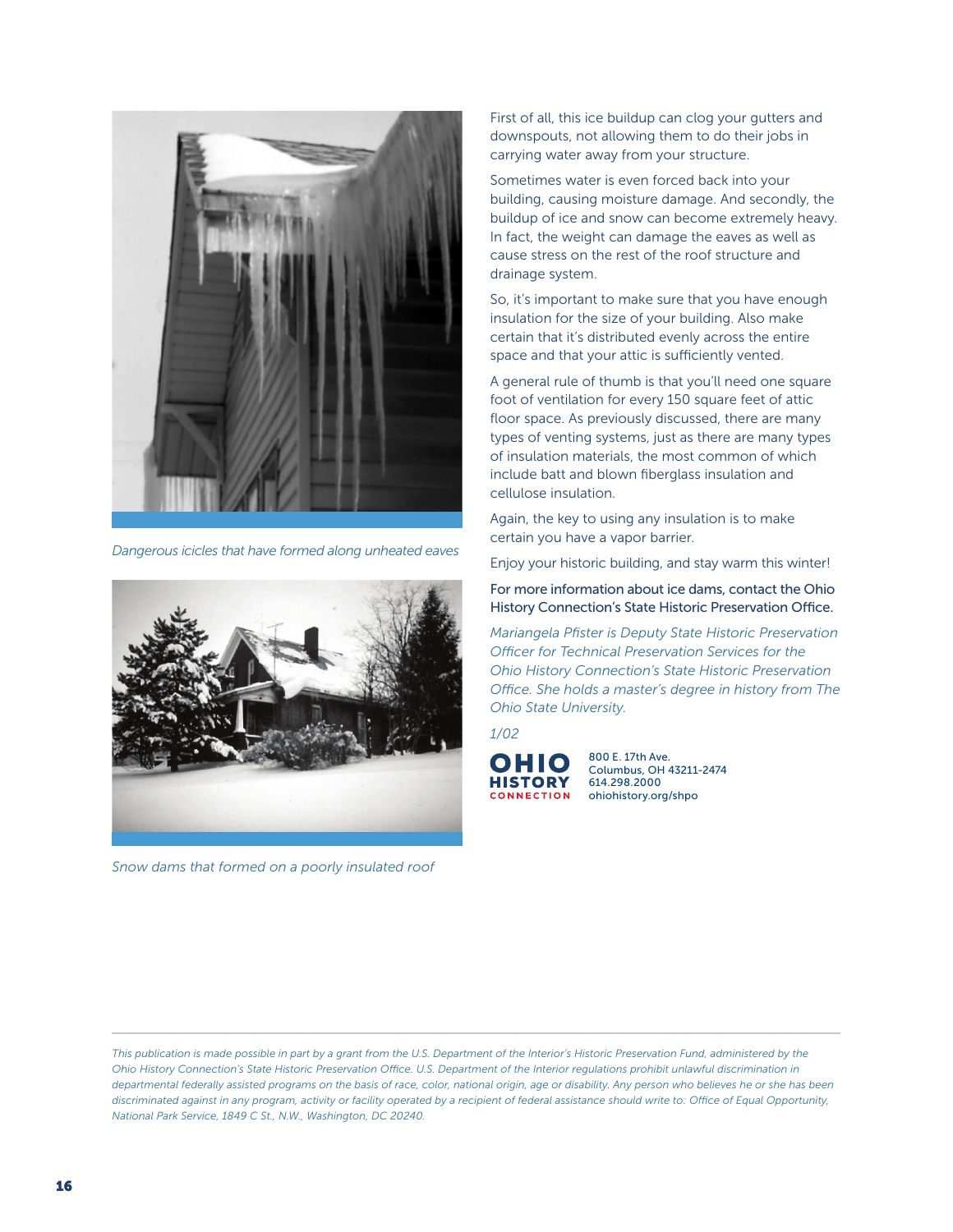*Dangerous icicles that have formed along unheated eaves*

*Snow dams that formed on a poorly insulated roof*

First of all, this ice buildup can clog your gutters and downspouts, not allowing them to do their jobs in carrying water away from your structure.

Sometimes water is even forced back into your building, causing moisture damage. And secondly, the buildup of ice and snow can become extremely heavy. In fact, the weight can damage the eaves as well as cause stress on the rest of the roof structure and drainage system.

So, it's important to make sure that you have enough insulation for the size of your building. Also make certain that it's distributed evenly across the entire space and that your attic is sufficiently vented.

A general rule of thumb is that you'll need one square foot of ventilation for every 150 square feet of attic floor space. As previously discussed, there are many types of venting systems, just as there are many types of insulation materials, the most common of which include batt and blown fiberglass insulation and cellulose insulation.

Again, the key to using any insulation is to make certain you have a vapor barrier.

Enjoy your historic building, and stay warm this winter!

For more information about ice dams, contact the Ohio History Connection's State Historic Preservation Office.

*Mariangela Pfister is Deputy State Historic Preservation Officer for Technical Services for the Ohio History Connection's State Historic Preservation Office. She holds a master's degree in history from The Ohio State University.*

*1/02*

OHIO HISTORY CONNECTION

800 E. 17th Ave.
Columbus, OH 43211-2474
614.298.2000
ohiohistory.org/shpo

*This publication is made possible in part by a grant from the U.S. Department of the Interior's Historic Preservation Fund, administered by the Ohio History Connection's State Historic Preservation Office. U.S. Department of the Interior regulations prohibit unlawful discrimination in departmental federally assisted programs on the basis of race, color, national origin, age or disability. Any person who believes he or she has been discriminated against in any program, activity or facility operated by a recipient of federal assistance should write to: Office of Equal Opportunity, National Park Service, 1849 C St., N.W., Washington, DC 20240.*